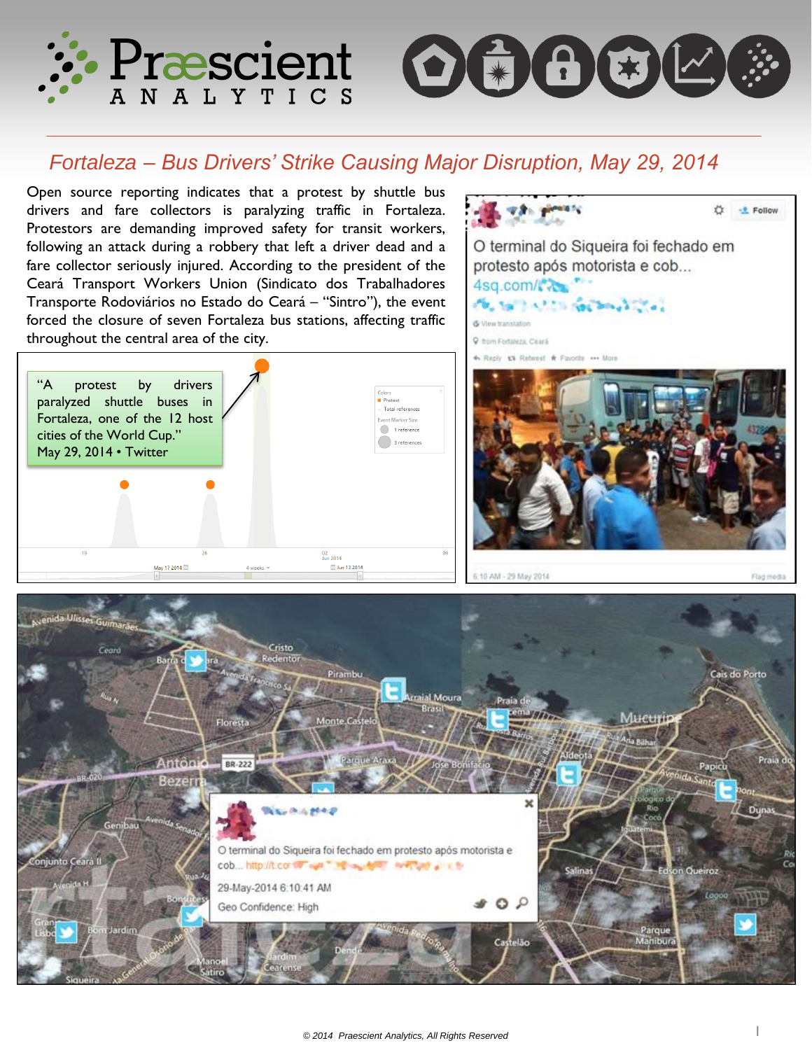# Fortaleza – Bus Drivers' Strike Causing Major Disruption, May 29, 2014

Open source reporting indicates that a protest by shuttle bus drivers and fare collectors is paralyzing traffic in Fortaleza. Protestors are demanding improved safety for transit workers, following an attack during a robbery that left a driver dead and a fare collector seriously injured. According to the president of the Ceará Transport Workers Union (Sindicato dos Trabalhadores Transporte Rodoviários no Estado do Ceará – "Sintro"), the event forced the closure of seven Fortaleza bus stations, affecting traffic throughout the central area of the city.

"A protest by drivers paralyzed shuttle buses in Fortaleza, one of the 12 host cities of the World Cup."
May 29, 2014 • Twitter

O terminal do Siqueira foi fechado em protesto após motorista e cob...

29-May-2014 6:10:41 AM

Geo Confidence: High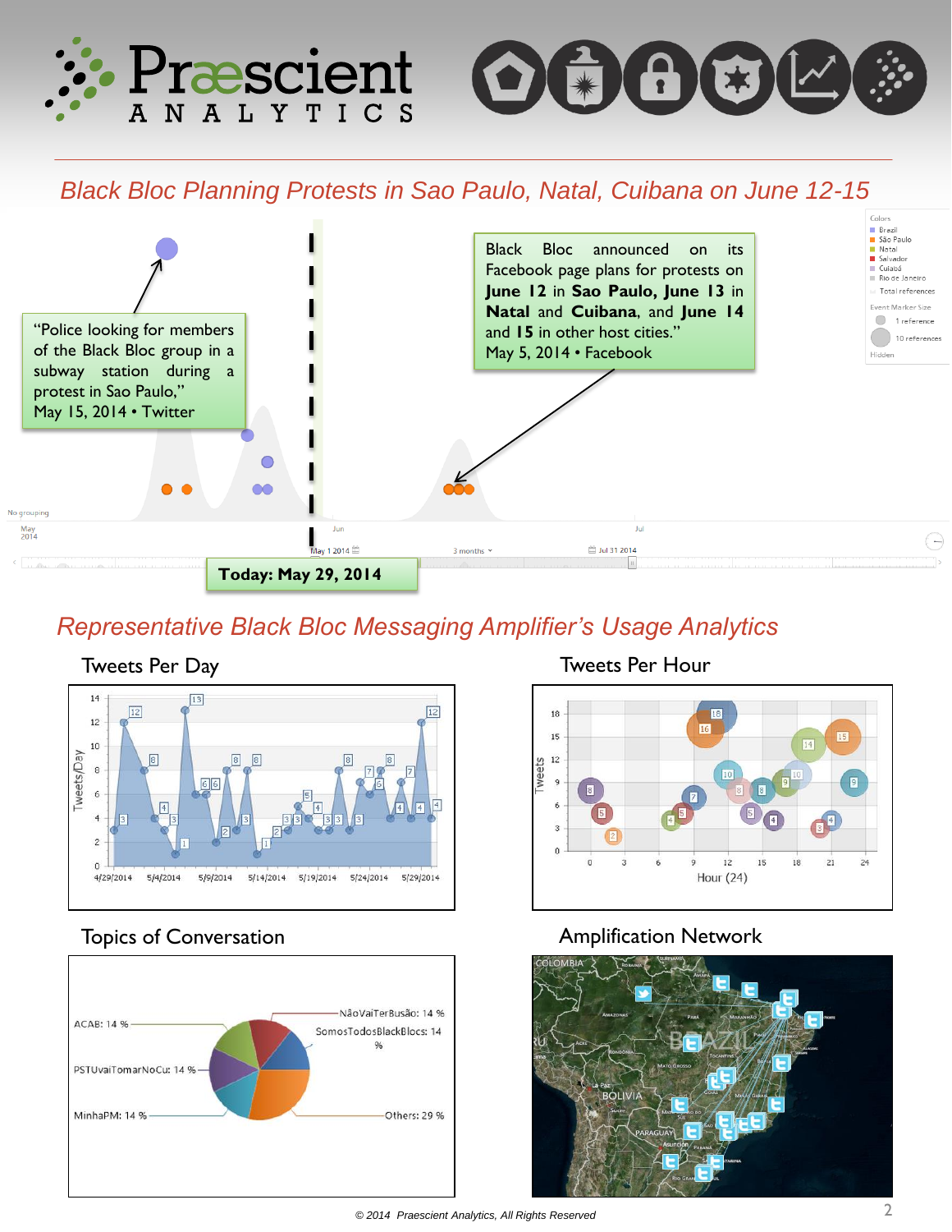# Black Bloc Planning Protests in Sao Paulo, Natal, Cuibana on June 12-15

"Police looking for members of the Black Bloc group in a subway station during a protest in Sao Paulo,"
May 15, 2014 • Twitter

Black Bloc announced on its Facebook page plans for protests on **June 12** in **Sao Paulo, June 13** in **Natal** and **Cuibana**, and **June 14** and **15** in other host cities."
May 5, 2014 • Facebook

Colors
Brazil
São Paulo
Natal
Salvador
Cuiabá
Rio de Janeiro
Total references

Event Marker Size
1 reference
10 references

Hidden

No grouping

May 2014

Jun

Jul

May 1 2014

3 months

Jul 31 2014

**Today: May 29, 2014**

## Representative Black Bloc Messaging Amplifier's Usage Analytics

### Tweets Per Day

Tweets/Day

4/29/2014 5/4/2014 5/9/2014 5/14/2014 5/19/2014 5/24/2014 5/29/2014

### Tweets Per Hour

Tweets

Hour (24)

### Topics of Conversation

ACAB: 14 %
PSTUvaiTomarNoCu: 14 %
MinhaPM: 14 %
NãoVaiTerBusão: 14 %
SomosTodosBlackBlocs: 14 %
Others: 29 %

### Amplification Network

© 2014 Praescient Analytics, All Rights Reserved